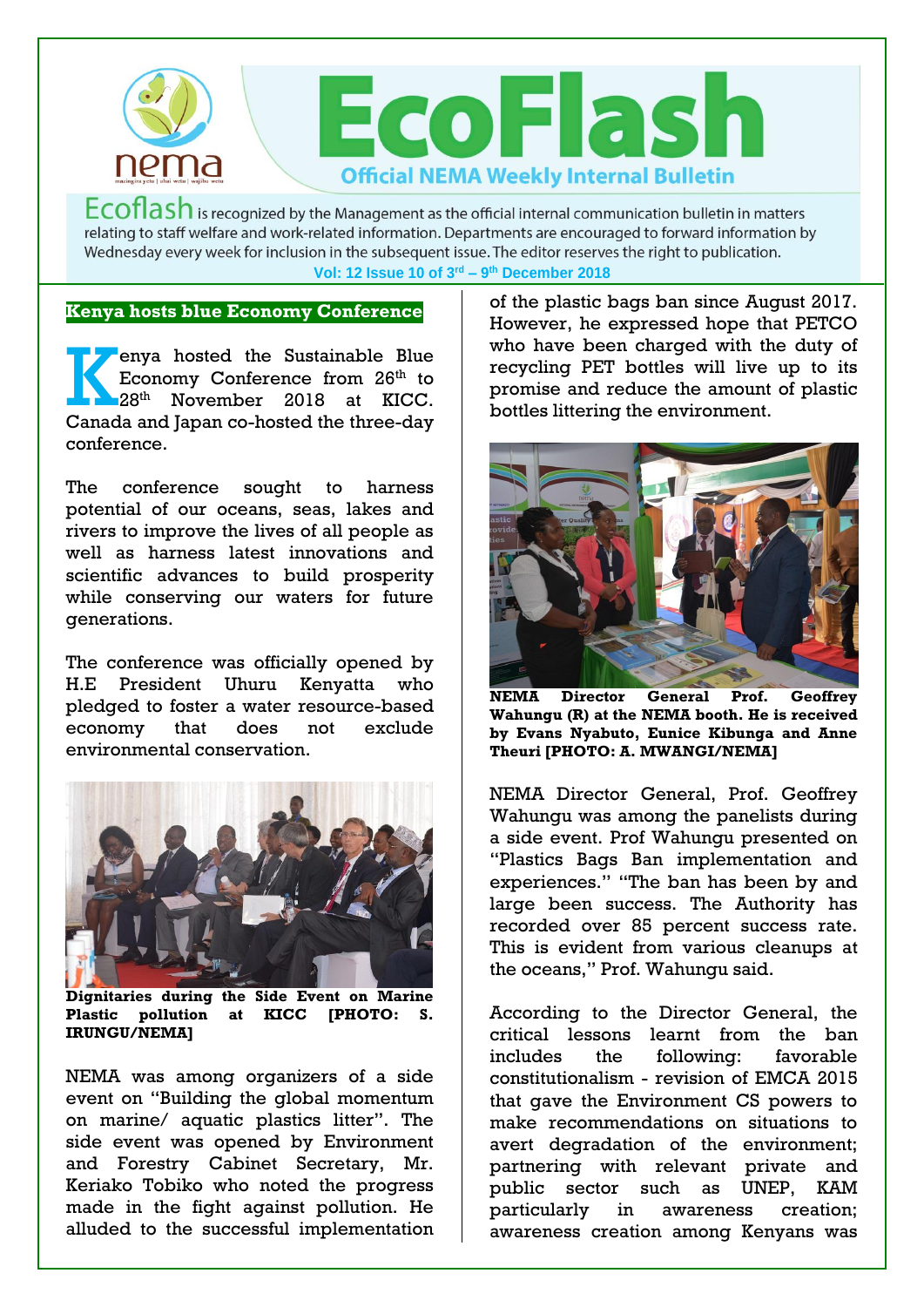# EcoFlash

**Official NEMA Weekly Internal Bulletin**

Ecoflash is recognized by the Management as the official internal communication bulletin in matters relating to staff welfare and work-related information. Departments are encouraged to forward information by Wednesday every week for inclusion in the subsequent issue. The editor reserves the right to publication.

**Vol: 12 Issue 10 of 3rd – 9th December 2018**

## Kenya hosts blue Economy Conference

Kenya hosted the Sustainable Blue Economy Conference from 26th to 28th November 2018 at KICC. Canada and Japan co-hosted the three-day conference.

The conference sought to harness potential of our oceans, seas, lakes and rivers to improve the lives of all people as well as harness latest innovations and scientific advances to build prosperity while conserving our waters for future generations.

The conference was officially opened by H.E President Uhuru Kenyatta who pledged to foster a water resource-based economy that does not exclude environmental conservation.

**Dignitaries during the Side Event on Marine Plastic pollution at KICC [PHOTO: S. IRUNGU/NEMA]**

NEMA was among organizers of a side event on "Building the global momentum on marine/ aquatic plastics litter". The side event was opened by Environment and Forestry Cabinet Secretary, Mr. Keriako Tobiko who noted the progress made in the fight against pollution. He alluded to the successful implementation of the plastic bags ban since August 2017. However, he expressed hope that PETCO who have been charged with the duty of recycling PET bottles will live up to its promise and reduce the amount of plastic bottles littering the environment.

**NEMA Director General Prof. Geoffrey Wahungu (R) at the NEMA booth. He is received by Evans Nyabuto, Eunice Kibunga and Anne Theuri [PHOTO: A. MWANGI/NEMA]**

NEMA Director General, Prof. Geoffrey Wahungu was among the panelists during a side event. Prof Wahungu presented on "Plastics Bags Ban implementation and experiences." "The ban has been by and large been success. The Authority has recorded over 85 percent success rate. This is evident from various cleanups at the oceans," Prof. Wahungu said.

According to the Director General, the critical lessons learnt from the ban includes the following: favorable constitutionalism - revision of EMCA 2015 that gave the Environment CS powers to make recommendations on situations to avert degradation of the environment; partnering with relevant private and public sector such as UNEP, KAM particularly in awareness creation; awareness creation among Kenyans was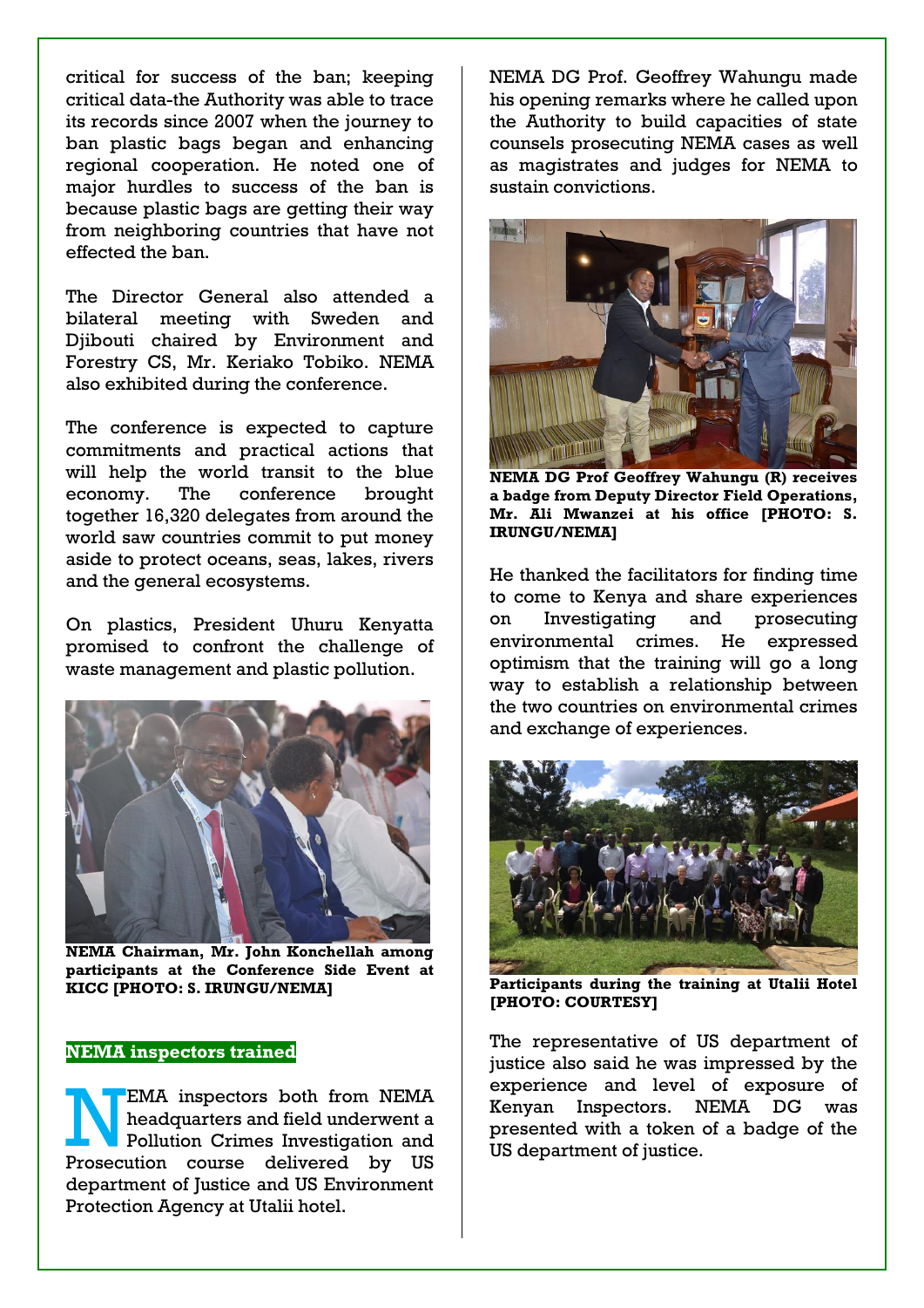critical for success of the ban; keeping critical data-the Authority was able to trace its records since 2007 when the journey to ban plastic bags began and enhancing regional cooperation. He noted one of major hurdles to success of the ban is because plastic bags are getting their way from neighboring countries that have not effected the ban.

The Director General also attended a bilateral meeting with Sweden and Djibouti chaired by Environment and Forestry CS, Mr. Keriako Tobiko. NEMA also exhibited during the conference.

The conference is expected to capture commitments and practical actions that will help the world transit to the blue economy. The conference brought together 16,320 delegates from around the world saw countries commit to put money aside to protect oceans, seas, lakes, rivers and the general ecosystems.

On plastics, President Uhuru Kenyatta promised to confront the challenge of waste management and plastic pollution.

**NEMA Chairman, Mr. John Konchellah among participants at the Conference Side Event at KICC [PHOTO: S. IRUNGU/NEMA]**

## NEMA inspectors trained

NEMA inspectors both from NEMA headquarters and field underwent a Pollution Crimes Investigation and Prosecution course delivered by US department of Justice and US Environment Protection Agency at Utalii hotel.

NEMA DG Prof. Geoffrey Wahungu made his opening remarks where he called upon the Authority to build capacities of state counsels prosecuting NEMA cases as well as magistrates and judges for NEMA to sustain convictions.

**NEMA DG Prof Geoffrey Wahungu (R) receives a badge from Deputy Director Field Operations, Mr. Ali Mwanzei at his office [PHOTO: S. IRUNGU/NEMA]**

He thanked the facilitators for finding time to come to Kenya and share experiences on Investigating and prosecuting environmental crimes. He expressed optimism that the training will go a long way to establish a relationship between the two countries on environmental crimes and exchange of experiences.

**Participants during the training at Utalii Hotel [PHOTO: COURTESY]**

The representative of US department of justice also said he was impressed by the experience and level of exposure of Kenyan Inspectors. NEMA DG was presented with a token of a badge of the US department of justice.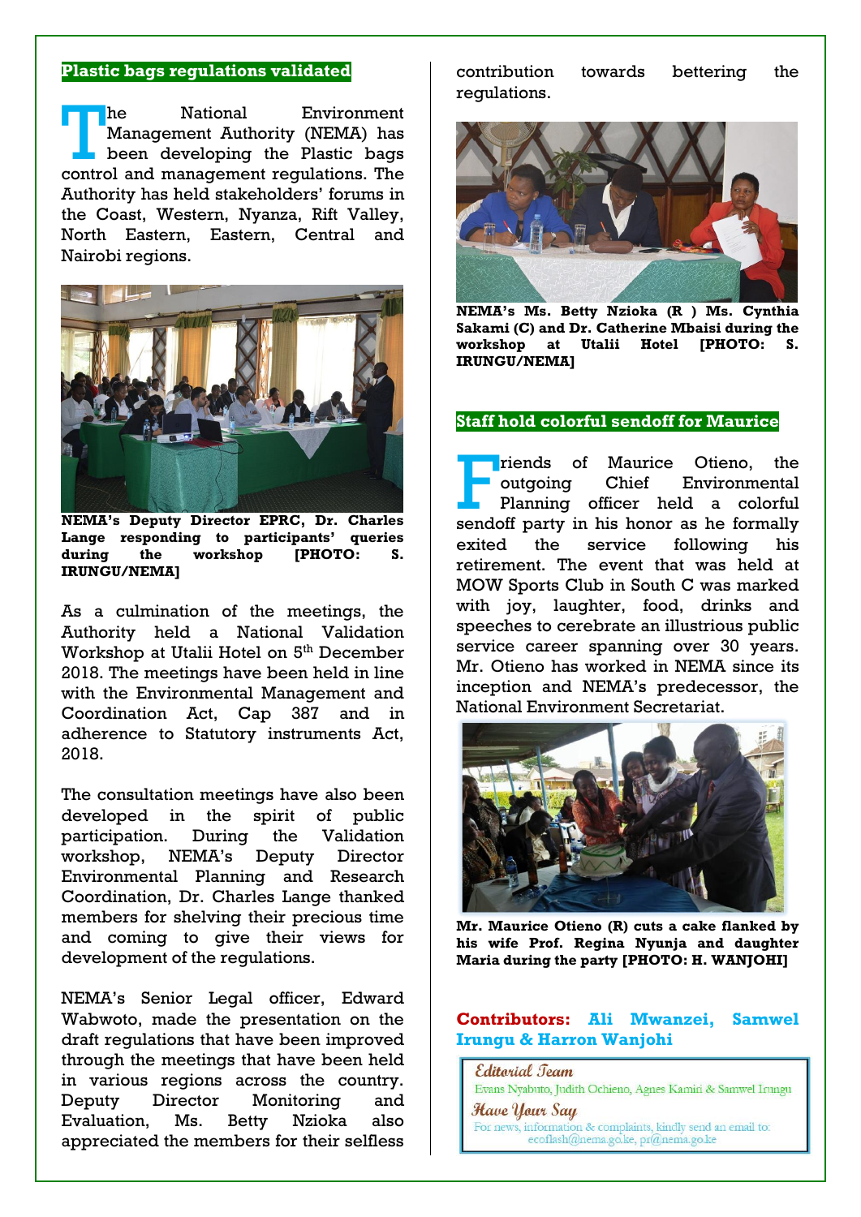## Plastic bags regulations validated

The National Environment Management Authority (NEMA) has been developing the Plastic bags control and management regulations. The Authority has held stakeholders' forums in the Coast, Western, Nyanza, Rift Valley, North Eastern, Eastern, Central and Nairobi regions.

**NEMA's Deputy Director EPRC, Dr. Charles Lange responding to participants' queries during the workshop [PHOTO: S. IRUNGU/NEMA]**

As a culmination of the meetings, the Authority held a National Validation Workshop at Utalii Hotel on 5th December 2018. The meetings have been held in line with the Environmental Management and Coordination Act, Cap 387 and in adherence to Statutory instruments Act, 2018.

The consultation meetings have also been developed in the spirit of public participation. During the Validation workshop, NEMA's Deputy Director Environmental Planning and Research Coordination, Dr. Charles Lange thanked members for shelving their precious time and coming to give their views for development of the regulations.

NEMA's Senior Legal officer, Edward Wabwoto, made the presentation on the draft regulations that have been improved through the meetings that have been held in various regions across the country. Deputy Director Monitoring and Evaluation, Ms. Betty Nzioka also appreciated the members for their selfless contribution towards bettering the regulations.

**NEMA's Ms. Betty Nzioka (R ) Ms. Cynthia Sakami (C) and Dr. Catherine Mbaisi during the workshop at Utalii Hotel [PHOTO: S. IRUNGU/NEMA]**

## Staff hold colorful sendoff for Maurice

Friends of Maurice Otieno, the outgoing Chief Environmental Planning officer held a colorful sendoff party in his honor as he formally exited the service following his retirement. The event that was held at MOW Sports Club in South C was marked with joy, laughter, food, drinks and speeches to cerebrate an illustrious public service career spanning over 30 years. Mr. Otieno has worked in NEMA since its inception and NEMA's predecessor, the National Environment Secretariat.

**Mr. Maurice Otieno (R) cuts a cake flanked by his wife Prof. Regina Nyunja and daughter Maria during the party [PHOTO: H. WANJOHI]**

**Contributors: Ali Mwanzei, Samwel Irungu & Harron Wanjohi**

*Editorial Team*

Evans Nyabuto, Judith Ochieno, Agnes Kamiri & Samwel Irungu

*Have Your Say*

For news, information & complaints, kindly send an email to: ecoflash@nema.go.ke, pr@nema.go.ke